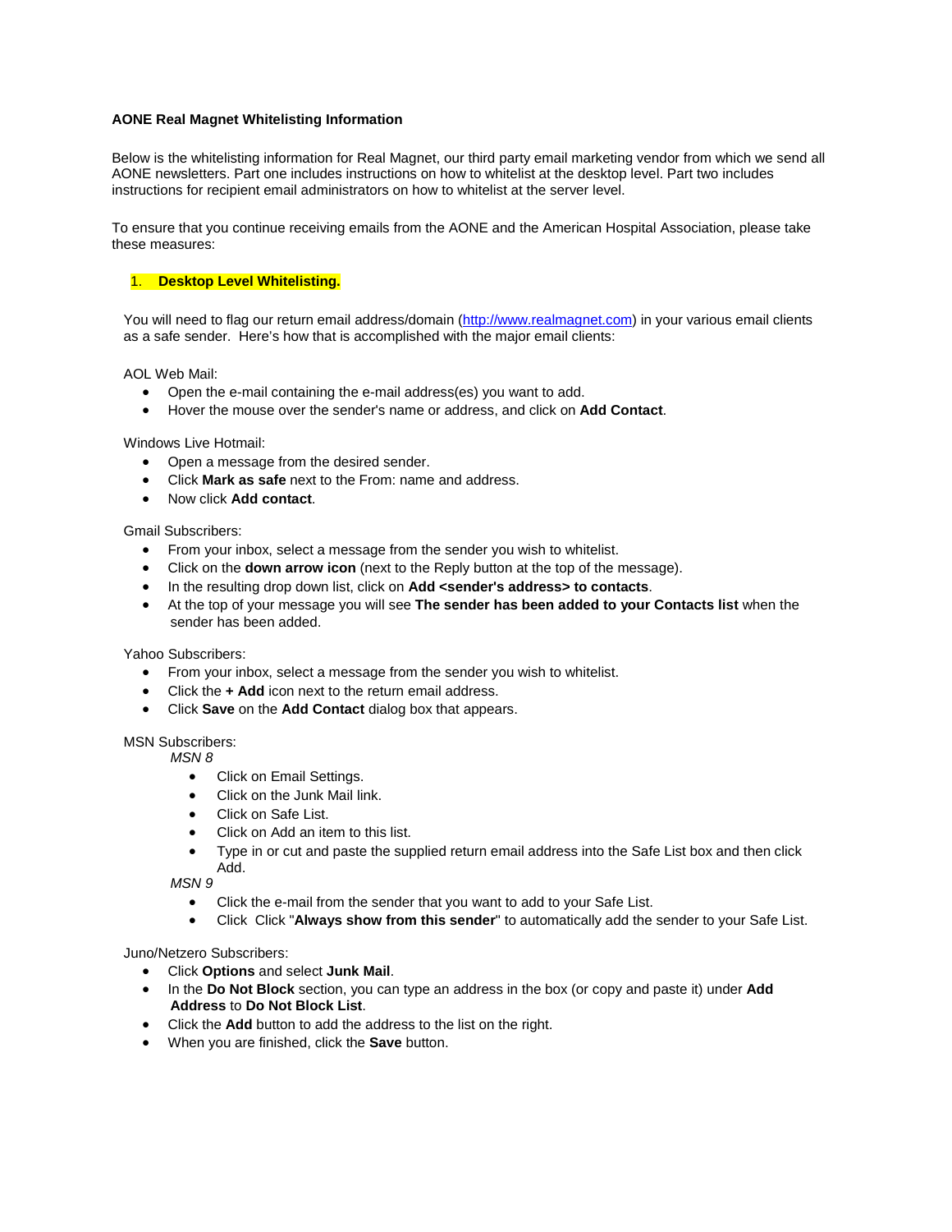**AONE Real Magnet Whitelisting Information**

Below is the whitelisting information for Real Magnet, our third party email marketing vendor from which we send all AONE newsletters. Part one includes instructions on how to whitelist at the desktop level. Part two includes instructions for recipient email administrators on how to whitelist at the server level.

To ensure that you continue receiving emails from the AONE and the American Hospital Association, please take these measures:

1. **Desktop Level Whitelisting.**

You will need to flag our return email address/domain (http://www.realmagnet.com) in your various email clients as a safe sender. Here's how that is accomplished with the major email clients:

AOL Web Mail:

- Open the e-mail containing the e-mail address(es) you want to add.
- Hover the mouse over the sender's name or address, and click on **Add Contact**.

Windows Live Hotmail:

- Open a message from the desired sender.
- Click **Mark as safe** next to the From: name and address.
- Now click **Add contact**.

Gmail Subscribers:

- From your inbox, select a message from the sender you wish to whitelist.
- Click on the **down arrow icon** (next to the Reply button at the top of the message).
- In the resulting drop down list, click on **Add <sender's address> to contacts**.
- At the top of your message you will see **The sender has been added to your Contacts list** when the sender has been added.

Yahoo Subscribers:

- From your inbox, select a message from the sender you wish to whitelist.
- Click the **+ Add** icon next to the return email address.
- Click **Save** on the **Add Contact** dialog box that appears.

MSN Subscribers:

*MSN 8*

- Click on Email Settings.
- Click on the Junk Mail link.
- Click on Safe List.
- Click on Add an item to this list.
- Type in or cut and paste the supplied return email address into the Safe List box and then click Add.

*MSN 9*

- Click the e-mail from the sender that you want to add to your Safe List.
- Click Click "**Always show from this sender**" to automatically add the sender to your Safe List.

Juno/Netzero Subscribers:

- Click **Options** and select **Junk Mail**.
- In the **Do Not Block** section, you can type an address in the box (or copy and paste it) under **Add Address** to **Do Not Block List**.
- Click the **Add** button to add the address to the list on the right.
- When you are finished, click the **Save** button.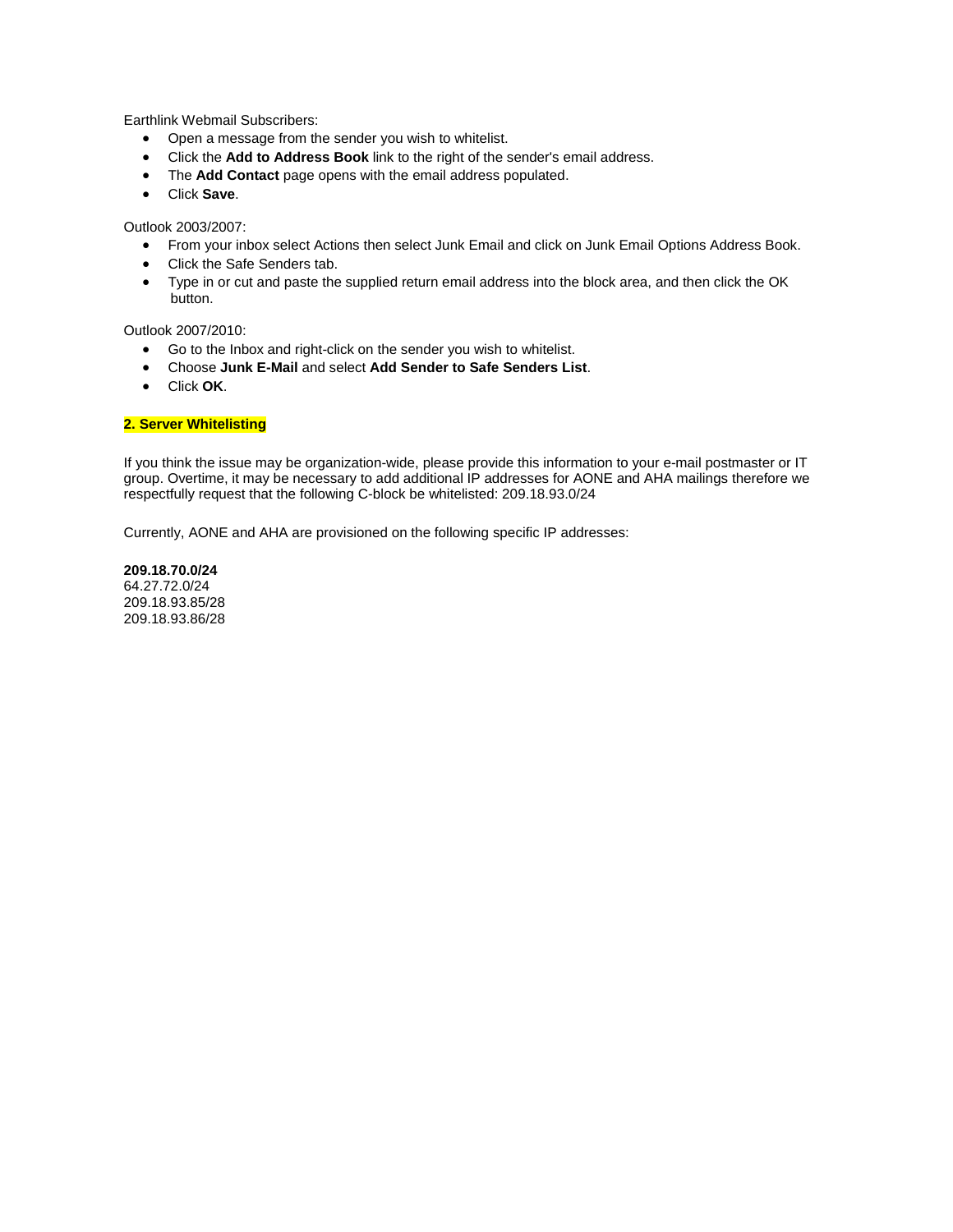Earthlink Webmail Subscribers:

- Open a message from the sender you wish to whitelist.
- Click the **Add to Address Book** link to the right of the sender's email address.
- The **Add Contact** page opens with the email address populated.
- Click **Save**.

Outlook 2003/2007:

- From your inbox select Actions then select Junk Email and click on Junk Email Options Address Book.
- Click the Safe Senders tab.
- Type in or cut and paste the supplied return email address into the block area, and then click the OK button.

Outlook 2007/2010:

- Go to the Inbox and right-click on the sender you wish to whitelist.
- Choose **Junk E-Mail** and select **Add Sender to Safe Senders List**.
- Click **OK**.

**2. Server Whitelisting**

If you think the issue may be organization-wide, please provide this information to your e-mail postmaster or IT group. Overtime, it may be necessary to add additional IP addresses for AONE and AHA mailings therefore we respectfully request that the following C-block be whitelisted: 209.18.93.0/24

Currently, AONE and AHA are provisioned on the following specific IP addresses:

**209.18.70.0/24**
64.27.72.0/24
209.18.93.85/28
209.18.93.86/28